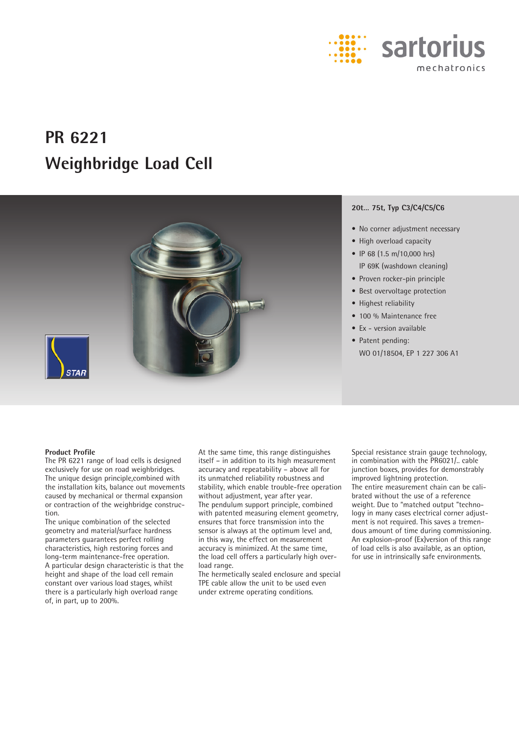# PR 6221

# Weighbridge Load Cell

**20t... 75t, Typ C3/C4/C5/C6**

- No corner adjustment necessary
- High overload capacity
- IP 68 (1.5 m/10,000 hrs)
  IP 69K (washdown cleaning)
- Proven rocker-pin principle
- Best overvoltage protection
- Highest reliability
- 100 % Maintenance free
- Ex - version available
- Patent pending:
  WO 01/18504, EP 1 227 306 A1

**Product Profile**

The PR 6221 range of load cells is designed exclusively for use on road weighbridges. The unique design principle,combined with the installation kits, balance out movements caused by mechanical or thermal expansion or contraction of the weighbridge construction.

The unique combination of the selected geometry and material/surface hardness parameters guarantees perfect rolling characteristics, high restoring forces and long-term maintenance-free operation.

A particular design characteristic is that the height and shape of the load cell remain constant over various load stages, whilst there is a particularly high overload range of, in part, up to 200%.

At the same time, this range distinguishes itself – in addition to its high measurement accuracy and repeatability – above all for its unmatched reliability robustness and stability, which enable trouble-free operation without adjustment, year after year.

The pendulum support principle, combined with patented measuring element geometry, ensures that force transmission into the sensor is always at the optimum level and, in this way, the effect on measurement accuracy is minimized. At the same time, the load cell offers a particularly high overload range.

The hermetically sealed enclosure and special TPE cable allow the unit to be used even under extreme operating conditions.

Special resistance strain gauge technology, in combination with the PR6021/.. cable junction boxes, provides for demonstrably improved lightning protection.

The entire measurement chain can be calibrated without the use of a reference weight. Due to "matched output "technology in many cases electrical corner adjustment is not required. This saves a tremendous amount of time during commissioning.

An explosion-proof (Ex)version of this range of load cells is also available, as an option, for use in intrinsically safe environments.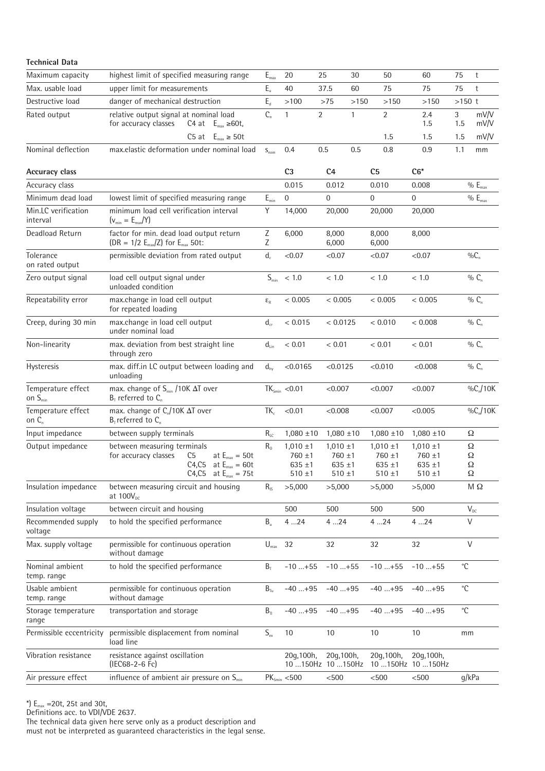**Technical Data**

| | | | | | | | | | |
|---|---|---|---|---|---|---|---|---|---|
| Maximum capacity | highest limit of specified measuring range | $E_{max}$ | 20 | 25 | 30 | 50 | 60 | 75 | t |
| Max. usable load | upper limit for measurements | $E_u$ | 40 | 37.5 | 60 | 75 | 75 | 75 | t |
| Destructive load | danger of mechanical destruction | $E_d$ | >100 | >75 | >150 | >150 | >150 | >150 | t |
| Rated output | relative output signal at nominal load for accuracy classes C4 at $E_{max} \geq 60t$, | $C_n$ | 1 | 2 | 1 | 2 | 2.4<br>1.5 | 3<br>1.5 | mV/V<br>mV/V |
| | C5 at $E_{max} \geq 50t$ | | | | | 1.5 | 1.5 | 1.5 | mV/V |
| Nominal deflection | max.elastic deformation under nominal load | $s_{nom}$ | 0.4 | 0.5 | 0.5 | 0.8 | 0.9 | 1.1 | mm |

| **Accuracy class** | | | **C3** | **C4** | **C5** | **C6*** | |
|---|---|---|---|---|---|---|---|
| Accuracy class | | | 0.015 | 0.012 | 0.010 | 0.008 | % $E_{max}$ |
| Minimum dead load | lowest limit of specified measuring range | $E_{min}$ | 0 | 0 | 0 | 0 | % $E_{max}$ |
| Min.LC verification interval | minimum load cell verification interval ($v_{min} = E_{max}/Y$) | Y | 14,000 | 20,000 | 20,000 | 20,000 | |
| Deadload Return | factor for min. dead load output return (DR = 1/2 $E_{max}$/Z) for $E_{max}$ 50t: | Z<br>Z | 6,000 | 8,000<br>6,000 | 8,000<br>6,000 | 8,000 | |
| Tolerance on rated output | permissible deviation from rated output | $d_c$ | <0.07 | <0.07 | <0.07 | <0.07 | %$C_n$ |
| Zero output signal | load cell output signal under unloaded condition | $S_{min}$ | < 1.0 | < 1.0 | < 1.0 | < 1.0 | % $C_n$ |
| Repeatability error | max.change in load cell output for repeated loading | $\varepsilon_R$ | < 0.005 | < 0.005 | < 0.005 | < 0.005 | % $C_n$ |
| Creep, during 30 min | max.change in load cell output under nominal load | $d_{cr}$ | < 0.015 | < 0.0125 | < 0.010 | < 0.008 | % $C_n$ |
| Non-linearity | max. deviation from best straight line through zero | $d_{Lin}$ | < 0.01 | < 0.01 | < 0.01 | < 0.01 | % $C_n$ |
| Hysteresis | max. diff.in LC output between loading and unloading | $d_{hy}$ | <0.0165 | <0.0125 | <0.010 | <0.008 | % $C_n$ |
| Temperature effect on $S_{min}$ | max. change of $S_{min}$ /10K ΔT over $B_T$ referred to $C_n$ | $TK_{Smin}$ | <0.01 | <0.007 | <0.007 | <0.007 | %$C_n$/10K |
| Temperature effect on $C_n$ | max. change of $C_n$/10K ΔT over $B_T$ referred to $C_n$ | $TK_c$ | <0.01 | <0.008 | <0.007 | <0.005 | %$C_n$/10K |
| Input impedance | between supply terminals | $R_{LC}$ | 1,080 ±10 | 1,080 ±10 | 1,080 ±10 | 1,080 ±10 | Ω |
| Output impedance | between measuring terminals<br>for accuracy classes C5 at $E_{max}$ = 50t<br>C4,C5 at $E_{max}$ = 60t<br>C4,C5 at $E_{max}$ = 75t | $R_0$ | 1,010 ±1<br>760 ±1<br>635 ±1<br>510 ±1 | 1,010 ±1<br>760 ±1<br>635 ±1<br>510 ±1 | 1,010 ±1<br>760 ±1<br>635 ±1<br>510 ±1 | 1,010 ±1<br>760 ±1<br>635 ±1<br>510 ±1 | Ω<br>Ω<br>Ω<br>Ω |
| Insulation impedance | between measuring circuit and housing at $100V_{DC}$ | $R_{IS}$ | >5,000 | >5,000 | >5,000 | >5,000 | M Ω |
| Insulation voltage | between circuit and housing | | 500 | 500 | 500 | 500 | $V_{DC}$ |
| Recommended supply voltage | to hold the specified performance | $B_u$ | 4 ...24 | 4 ...24 | 4 ...24 | 4 ...24 | V |
| Max. supply voltage | permissible for continuous operation without damage | $U_{max}$ | 32 | 32 | 32 | 32 | V |
| Nominal ambient temp. range | to hold the specified performance | $B_T$ | -10 ...+55 | -10 ...+55 | -10 ...+55 | -10 ...+55 | °C |
| Usable ambient temp. range | permissible for continuous operation without damage | $B_{Tu}$ | -40 ...+95 | -40 ...+95 | -40 ...+95 | -40 ...+95 | °C |
| Storage temperature range | transportation and storage | $B_{Tl}$ | -40 ...+95 | -40 ...+95 | -40 ...+95 | -40 ...+95 | °C |
| Permissible eccentricity | permissible displacement from nominal load line | $S_{ex}$ | 10 | 10 | 10 | 10 | mm |
| Vibration resistance | resistance against oscillation (IEC68-2-6 Fc) | | 20g,100h, 10 ...150Hz | 20g,100h, 10 ...150Hz | 20g,100h, 10 ...150Hz | 20g,100h, 10 ...150Hz | |
| Air pressure effect | influence of ambient air pressure on $S_{min}$ | $PK_{Smin}$ | <500 | <500 | <500 | <500 | g/kPa |

*) $E_{max}$ =20t, 25t and 30t,
Definitions acc. to VDI/VDE 2637.
The technical data given here serve only as a product description and must not be interpreted as guaranteed characteristics in the legal sense.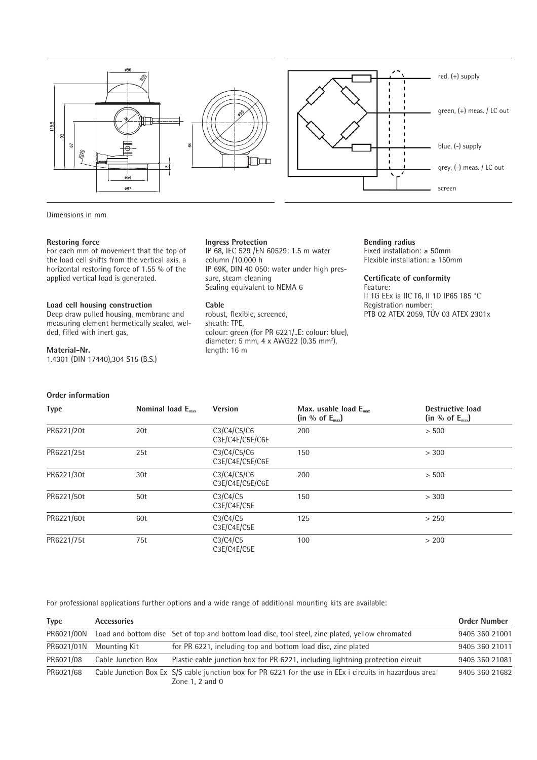Dimensions in mm

**Restoring force**
For each mm of movement that the top of the load cell shifts from the vertical axis, a horizontal restoring force of 1.55 % of the applied vertical load is generated.

**Load cell housing construction**
Deep draw pulled housing, membrane and measuring element hermetically sealed, welded, filled with inert gas,

**Material-Nr.**
1.4301 (DIN 17440),304 S15 (B.S.)

**Ingress Protection**
IP 68, IEC 529 /EN 60529: 1.5 m water column /10,000 h
IP 69K, DIN 40 050: water under high pressure, steam cleaning
Sealing equivalent to NEMA 6

**Cable**
robust, flexible, screened,
sheath: TPE,
colour: green (for PR 6221/..E: colour: blue),
diameter: 5 mm, 4 x AWG22 (0.35 mm²),
length: 16 m

**Bending radius**
Fixed installation: ≥ 50mm
Flexible installation: ≥ 150mm

**Certificate of conformity**
Feature:
II 1G EEx ia IIC T6, II 1D IP65 T85 °C
Registration number:
PTB 02 ATEX 2059, TÜV 03 ATEX 2301x

**Order information**

| Type | Nominal load $E_{max}$ | Version | Max. usable load $E_{max}$ (in % of $E_{max}$) | Destructive load (in % of $E_{max}$) |
|---|---|---|---|---|
| PR6221/20t | 20t | C3/C4/C5/C6 C3E/C4E/C5E/C6E | 200 | > 500 |
| PR6221/25t | 25t | C3/C4/C5/C6 C3E/C4E/C5E/C6E | 150 | > 300 |
| PR6221/30t | 30t | C3/C4/C5/C6 C3E/C4E/C5E/C6E | 200 | > 500 |
| PR6221/50t | 50t | C3/C4/C5 C3E/C4E/C5E | 150 | > 300 |
| PR6221/60t | 60t | C3/C4/C5 C3E/C4E/C5E | 125 | > 250 |
| PR6221/75t | 75t | C3/C4/C5 C3E/C4E/C5E | 100 | > 200 |

For professional applications further options and a wide range of additional mounting kits are available:

| Type | Accessories | | Order Number |
|---|---|---|---|
| PR6021/00N | Load and bottom disc | Set of top and bottom load disc, tool steel, zinc plated, yellow chromated | 9405 360 21001 |
| PR6021/01N | Mounting Kit | for PR 6221, including top and bottom load disc, zinc plated | 9405 360 21011 |
| PR6021/08 | Cable Junction Box | Plastic cable junction box for PR 6221, including lightning protection circuit | 9405 360 21081 |
| PR6021/68 | Cable Junction Box Ex | S/S cable junction box for PR 6221 for the use in EEx i circuits in hazardous area Zone 1, 2 and 0 | 9405 360 21682 |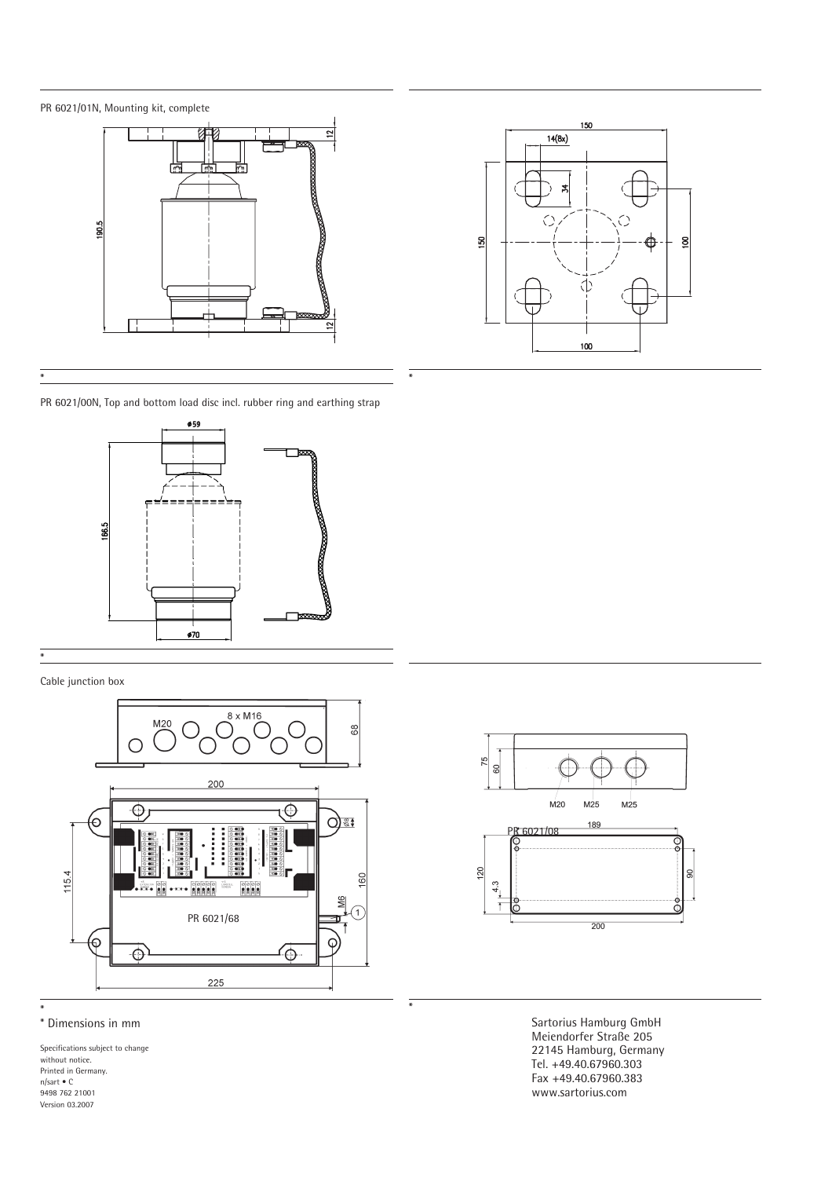PR 6021/01N, Mounting kit, complete

190.5

12

12

150

14(8x)

34

150

100

100

\*

\*

PR 6021/00N, Top and bottom load disc incl. rubber ring and earthing strap

ø59

166.5

ø70

\*

Cable junction box

M20

8 x M16

68

200

ø8

115.4

160

M6

1

PR 6021/68

225

75

60

M20

M25

M25

PR 6021/08

189

120

4.3

90

200

\*

\*

\* Dimensions in mm

Specifications subject to change without notice.
Printed in Germany.
n/sart • C
9498 762 21001
Version 03.2007

Sartorius Hamburg GmbH
Meiendorfer Straße 205
22145 Hamburg, Germany
Tel. +49.40.67960.303
Fax +49.40.67960.383
www.sartorius.com